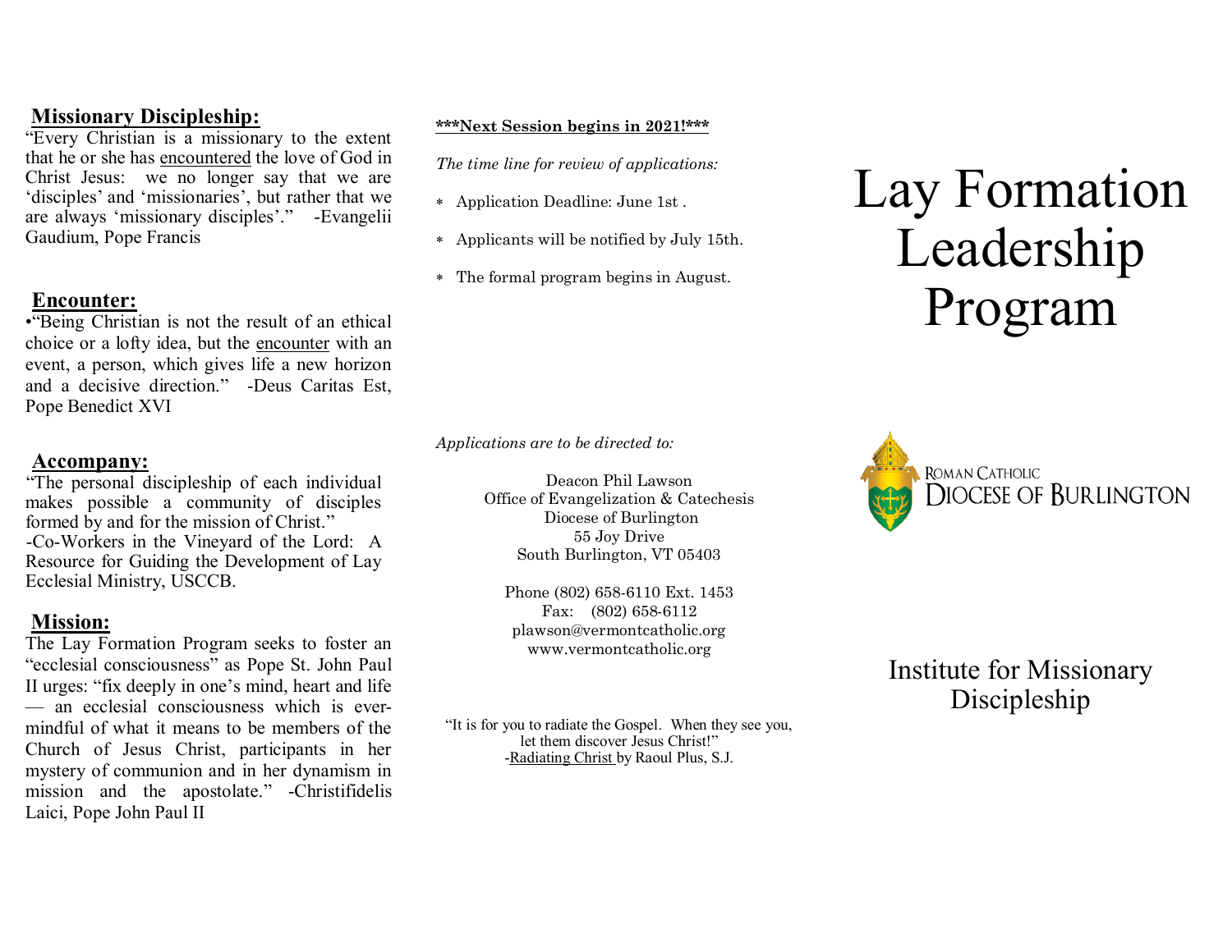## Missionary Discipleship:

"Every Christian is a missionary to the extent that he or she has encountered the love of God in Christ Jesus: we no longer say that we are 'disciples' and 'missionaries', but rather that we are always 'missionary disciples'." -Evangelii Gaudium, Pope Francis

## Encounter:

•"Being Christian is not the result of an ethical choice or a lofty idea, but the encounter with an event, a person, which gives life a new horizon and a decisive direction." -Deus Caritas Est, Pope Benedict XVI

## Accompany:

"The personal discipleship of each individual makes possible a community of disciples formed by and for the mission of Christ."
-Co-Workers in the Vineyard of the Lord: A Resource for Guiding the Development of Lay Ecclesial Ministry, USCCB.

## Mission:

The Lay Formation Program seeks to foster an "ecclesial consciousness" as Pope St. John Paul II urges: "fix deeply in one's mind, heart and life — an ecclesial consciousness which is ever-mindful of what it means to be members of the Church of Jesus Christ, participants in her mystery of communion and in her dynamism in mission and the apostolate." -Christifidelis Laici, Pope John Paul II

**\*\*\*Next Session begins in 2021!\*\*\***

*The time line for review of applications:*

- Application Deadline: June 1st .
- Applicants will be notified by July 15th.
- The formal program begins in August.

*Applications are to be directed to:*

Deacon Phil Lawson
Office of Evangelization & Catechesis
Diocese of Burlington
55 Joy Drive
South Burlington, VT 05403

Phone (802) 658-6110 Ext. 1453
Fax: (802) 658-6112
plawson@vermontcatholic.org
www.vermontcatholic.org

"It is for you to radiate the Gospel. When they see you, let them discover Jesus Christ!"
-Radiating Christ by Raoul Plus, S.J.

# Lay Formation Leadership Program

Roman Catholic Diocese of Burlington

Institute for Missionary Discipleship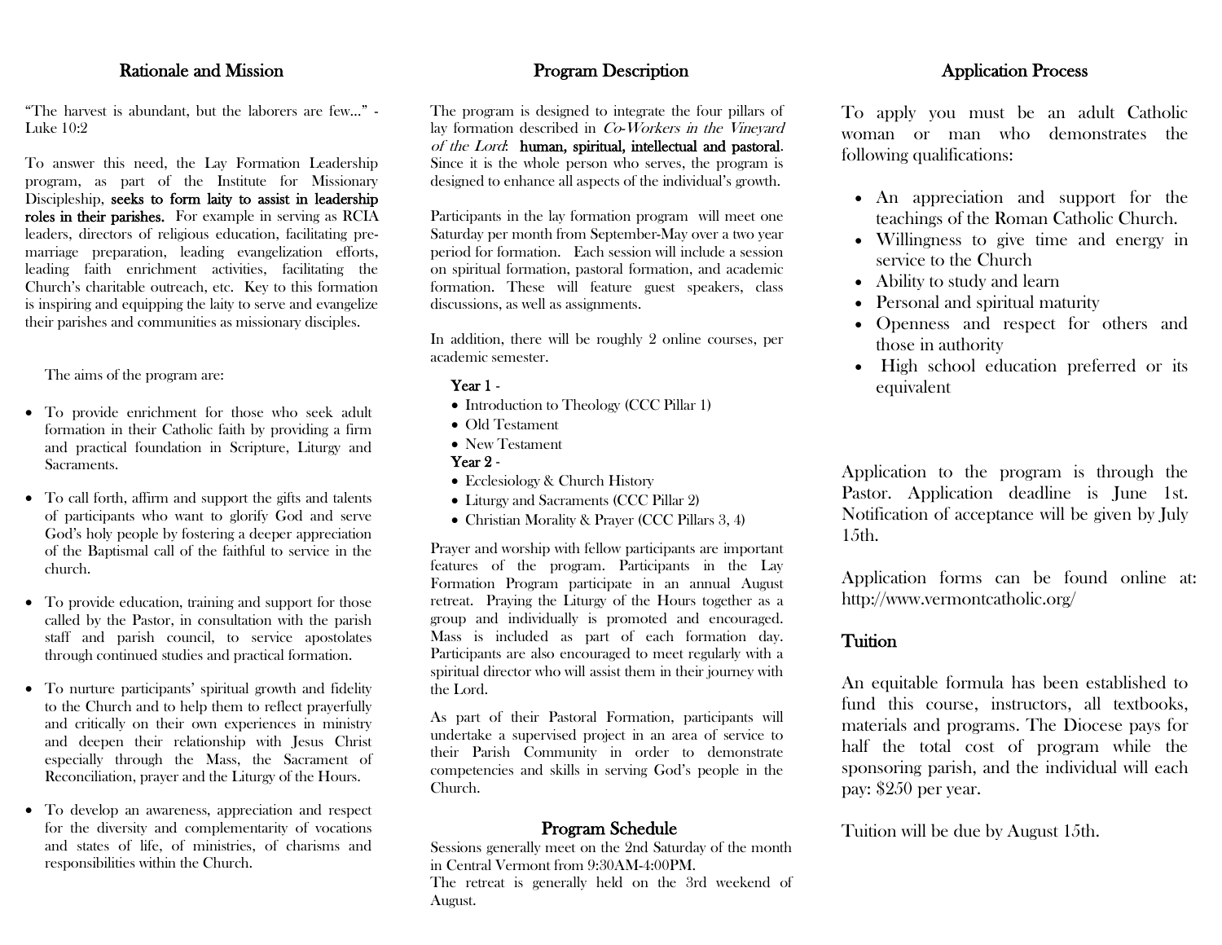## Rationale and Mission

"The harvest is abundant, but the laborers are few…" - Luke 10:2

To answer this need, the Lay Formation Leadership program, as part of the Institute for Missionary Discipleship, **seeks to form laity to assist in leadership roles in their parishes.** For example in serving as RCIA leaders, directors of religious education, facilitating pre-marriage preparation, leading evangelization efforts, leading faith enrichment activities, facilitating the Church's charitable outreach, etc. Key to this formation is inspiring and equipping the laity to serve and evangelize their parishes and communities as missionary disciples.

The aims of the program are:

- To provide enrichment for those who seek adult formation in their Catholic faith by providing a firm and practical foundation in Scripture, Liturgy and Sacraments.
- To call forth, affirm and support the gifts and talents of participants who want to glorify God and serve God's holy people by fostering a deeper appreciation of the Baptismal call of the faithful to service in the church.
- To provide education, training and support for those called by the Pastor, in consultation with the parish staff and parish council, to service apostolates through continued studies and practical formation.
- To nurture participants' spiritual growth and fidelity to the Church and to help them to reflect prayerfully and critically on their own experiences in ministry and deepen their relationship with Jesus Christ especially through the Mass, the Sacrament of Reconciliation, prayer and the Liturgy of the Hours.
- To develop an awareness, appreciation and respect for the diversity and complementarity of vocations and states of life, of ministries, of charisms and responsibilities within the Church.

## Program Description

The program is designed to integrate the four pillars of lay formation described in *Co-Workers in the Vineyard of the Lord*: **human, spiritual, intellectual and pastoral**. Since it is the whole person who serves, the program is designed to enhance all aspects of the individual's growth.

Participants in the lay formation program will meet one Saturday per month from September-May over a two year period for formation. Each session will include a session on spiritual formation, pastoral formation, and academic formation. These will feature guest speakers, class discussions, as well as assignments.

In addition, there will be roughly 2 online courses, per academic semester.

**Year 1 -**
- Introduction to Theology (CCC Pillar 1)
- Old Testament
- New Testament

**Year 2 -**
- Ecclesiology & Church History
- Liturgy and Sacraments (CCC Pillar 2)
- Christian Morality & Prayer (CCC Pillars 3, 4)

Prayer and worship with fellow participants are important features of the program. Participants in the Lay Formation Program participate in an annual August retreat. Praying the Liturgy of the Hours together as a group and individually is promoted and encouraged. Mass is included as part of each formation day. Participants are also encouraged to meet regularly with a spiritual director who will assist them in their journey with the Lord.

As part of their Pastoral Formation, participants will undertake a supervised project in an area of service to their Parish Community in order to demonstrate competencies and skills in serving God's people in the Church.

## Program Schedule

Sessions generally meet on the 2nd Saturday of the month in Central Vermont from 9:30AM-4:00PM.
The retreat is generally held on the 3rd weekend of August.

## Application Process

To apply you must be an adult Catholic woman or man who demonstrates the following qualifications:

- An appreciation and support for the teachings of the Roman Catholic Church.
- Willingness to give time and energy in service to the Church
- Ability to study and learn
- Personal and spiritual maturity
- Openness and respect for others and those in authority
- High school education preferred or its equivalent

Application to the program is through the Pastor. Application deadline is June 1st. Notification of acceptance will be given by July 15th.

Application forms can be found online at: http://www.vermontcatholic.org/

## Tuition

An equitable formula has been established to fund this course, instructors, all textbooks, materials and programs. The Diocese pays for half the total cost of program while the sponsoring parish, and the individual will each pay: $250 per year.

Tuition will be due by August 15th.